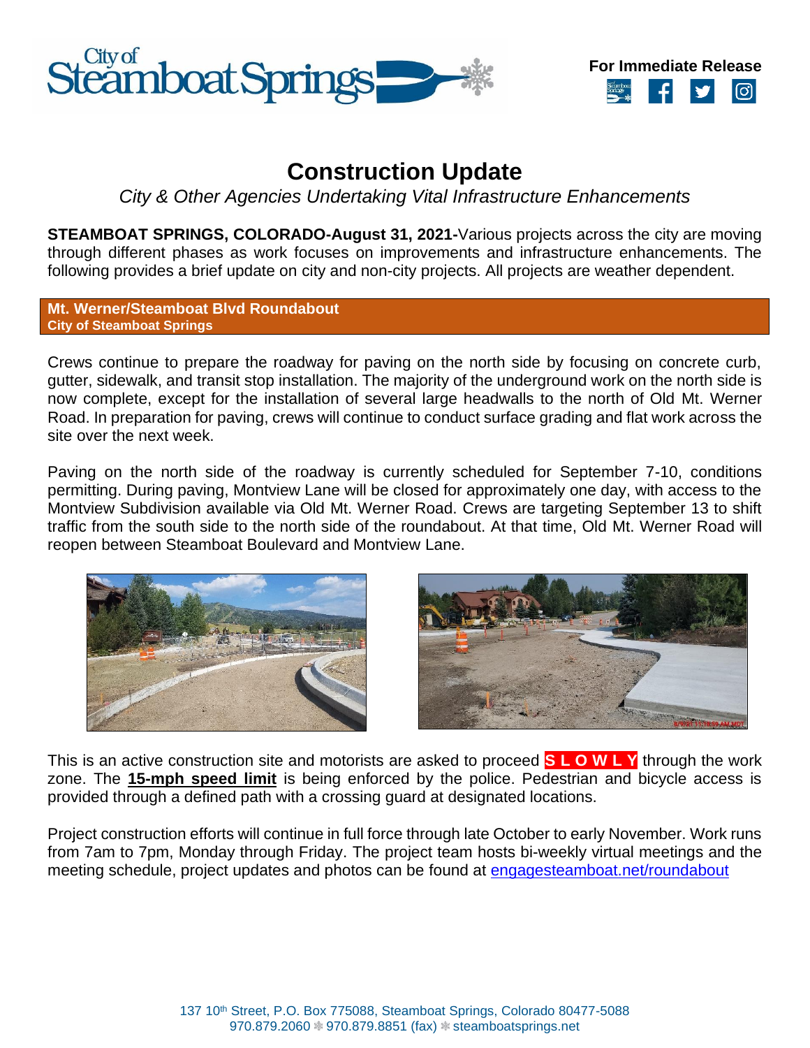**For Immediate Release**

# Construction Update

*City & Other Agencies Undertaking Vital Infrastructure Enhancements*

**STEAMBOAT SPRINGS, COLORADO-August 31, 2021-**Various projects across the city are moving through different phases as work focuses on improvements and infrastructure enhancements. The following provides a brief update on city and non-city projects. All projects are weather dependent.

## Mt. Werner/Steamboat Blvd Roundabout
**City of Steamboat Springs**

Crews continue to prepare the roadway for paving on the north side by focusing on concrete curb, gutter, sidewalk, and transit stop installation. The majority of the underground work on the north side is now complete, except for the installation of several large headwalls to the north of Old Mt. Werner Road. In preparation for paving, crews will continue to conduct surface grading and flat work across the site over the next week.

Paving on the north side of the roadway is currently scheduled for September 7-10, conditions permitting. During paving, Montview Lane will be closed for approximately one day, with access to the Montview Subdivision available via Old Mt. Werner Road. Crews are targeting September 13 to shift traffic from the south side to the north side of the roundabout. At that time, Old Mt. Werner Road will reopen between Steamboat Boulevard and Montview Lane.

This is an active construction site and motorists are asked to proceed **S L O W L Y** through the work zone. The **15-mph speed limit** is being enforced by the police. Pedestrian and bicycle access is provided through a defined path with a crossing guard at designated locations.

Project construction efforts will continue in full force through late October to early November. Work runs from 7am to 7pm, Monday through Friday. The project team hosts bi-weekly virtual meetings and the meeting schedule, project updates and photos can be found at engagesteamboat.net/roundabout

137 10th Street, P.O. Box 775088, Steamboat Springs, Colorado 80477-5088
970.879.2060 ❄ 970.879.8851 (fax) ❄ steamboatsprings.net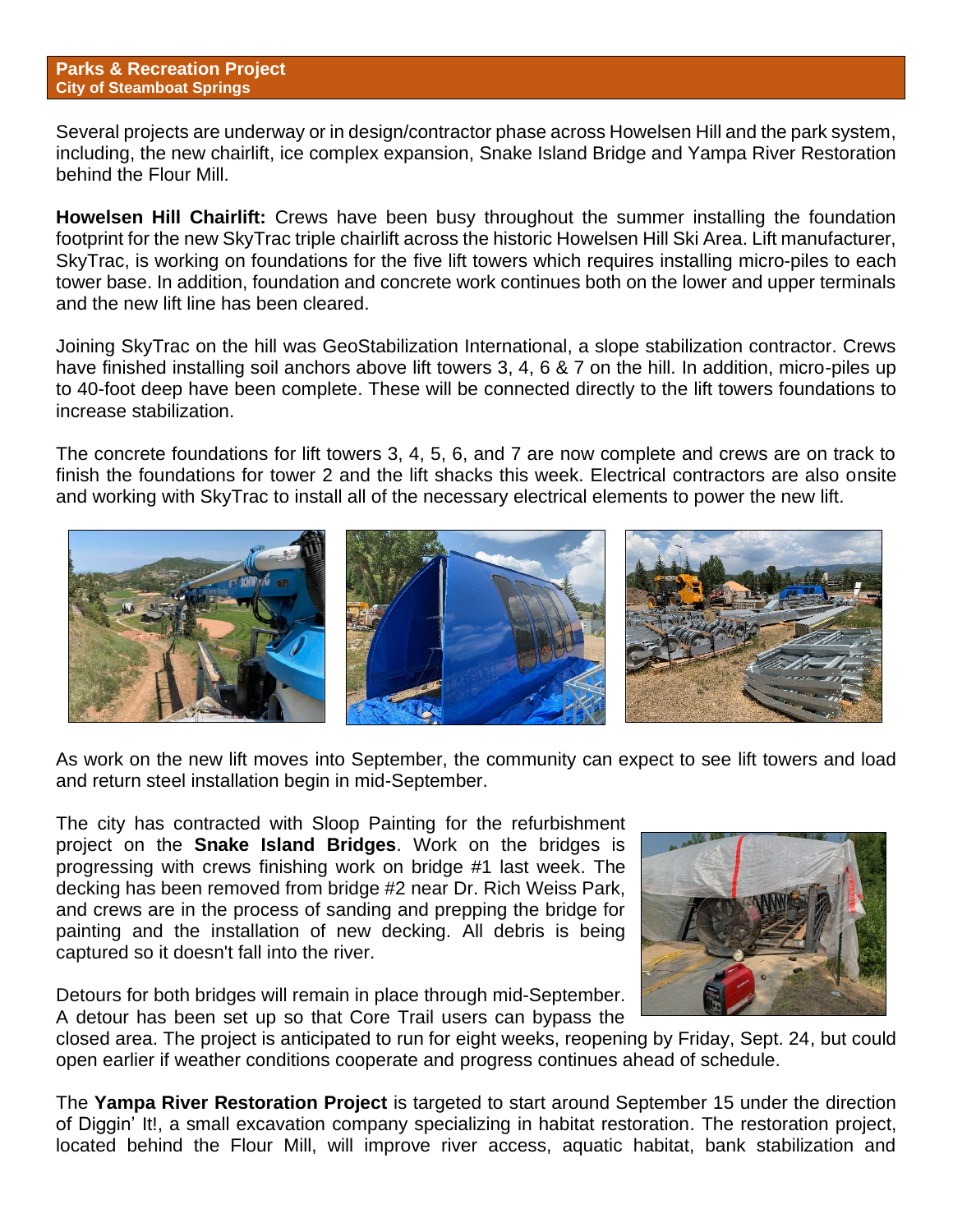**Parks & Recreation Project**
**City of Steamboat Springs**

Several projects are underway or in design/contractor phase across Howelsen Hill and the park system, including, the new chairlift, ice complex expansion, Snake Island Bridge and Yampa River Restoration behind the Flour Mill.

**Howelsen Hill Chairlift:** Crews have been busy throughout the summer installing the foundation footprint for the new SkyTrac triple chairlift across the historic Howelsen Hill Ski Area. Lift manufacturer, SkyTrac, is working on foundations for the five lift towers which requires installing micro-piles to each tower base. In addition, foundation and concrete work continues both on the lower and upper terminals and the new lift line has been cleared.

Joining SkyTrac on the hill was GeoStabilization International, a slope stabilization contractor. Crews have finished installing soil anchors above lift towers 3, 4, 6 & 7 on the hill. In addition, micro-piles up to 40-foot deep have been complete. These will be connected directly to the lift towers foundations to increase stabilization.

The concrete foundations for lift towers 3, 4, 5, 6, and 7 are now complete and crews are on track to finish the foundations for tower 2 and the lift shacks this week. Electrical contractors are also onsite and working with SkyTrac to install all of the necessary electrical elements to power the new lift.

As work on the new lift moves into September, the community can expect to see lift towers and load and return steel installation begin in mid-September.

The city has contracted with Sloop Painting for the refurbishment project on the **Snake Island Bridges**. Work on the bridges is progressing with crews finishing work on bridge #1 last week. The decking has been removed from bridge #2 near Dr. Rich Weiss Park, and crews are in the process of sanding and prepping the bridge for painting and the installation of new decking. All debris is being captured so it doesn't fall into the river.

Detours for both bridges will remain in place through mid-September. A detour has been set up so that Core Trail users can bypass the closed area. The project is anticipated to run for eight weeks, reopening by Friday, Sept. 24, but could open earlier if weather conditions cooperate and progress continues ahead of schedule.

The **Yampa River Restoration Project** is targeted to start around September 15 under the direction of Diggin' It!, a small excavation company specializing in habitat restoration. The restoration project, located behind the Flour Mill, will improve river access, aquatic habitat, bank stabilization and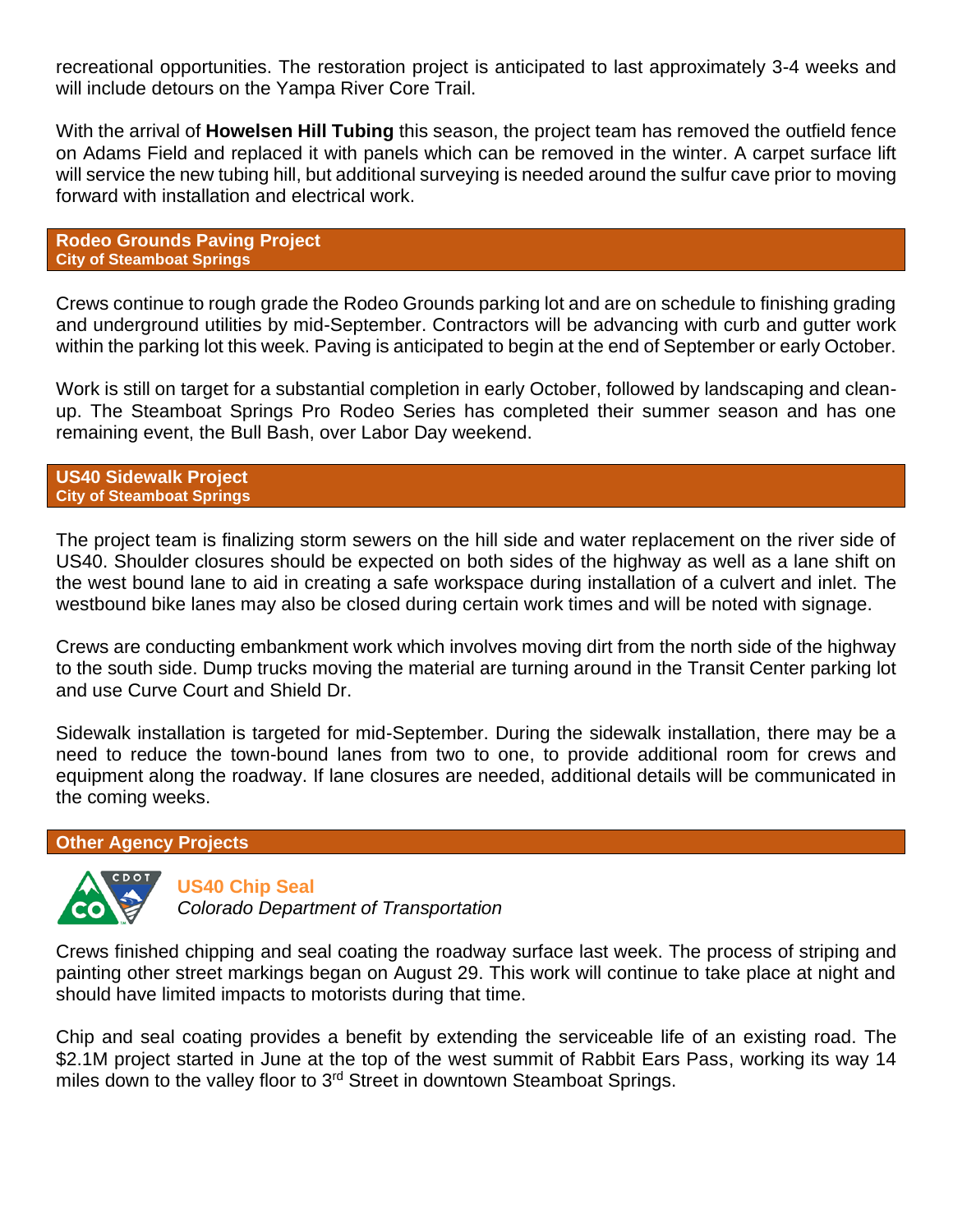recreational opportunities. The restoration project is anticipated to last approximately 3-4 weeks and will include detours on the Yampa River Core Trail.

With the arrival of **Howelsen Hill Tubing** this season, the project team has removed the outfield fence on Adams Field and replaced it with panels which can be removed in the winter. A carpet surface lift will service the new tubing hill, but additional surveying is needed around the sulfur cave prior to moving forward with installation and electrical work.

## Rodeo Grounds Paving Project
**City of Steamboat Springs**

Crews continue to rough grade the Rodeo Grounds parking lot and are on schedule to finishing grading and underground utilities by mid-September. Contractors will be advancing with curb and gutter work within the parking lot this week. Paving is anticipated to begin at the end of September or early October.

Work is still on target for a substantial completion in early October, followed by landscaping and clean-up. The Steamboat Springs Pro Rodeo Series has completed their summer season and has one remaining event, the Bull Bash, over Labor Day weekend.

## US40 Sidewalk Project
**City of Steamboat Springs**

The project team is finalizing storm sewers on the hill side and water replacement on the river side of US40. Shoulder closures should be expected on both sides of the highway as well as a lane shift on the west bound lane to aid in creating a safe workspace during installation of a culvert and inlet. The westbound bike lanes may also be closed during certain work times and will be noted with signage.

Crews are conducting embankment work which involves moving dirt from the north side of the highway to the south side. Dump trucks moving the material are turning around in the Transit Center parking lot and use Curve Court and Shield Dr.

Sidewalk installation is targeted for mid-September. During the sidewalk installation, there may be a need to reduce the town-bound lanes from two to one, to provide additional room for crews and equipment along the roadway. If lane closures are needed, additional details will be communicated in the coming weeks.

## Other Agency Projects

### US40 Chip Seal
*Colorado Department of Transportation*

Crews finished chipping and seal coating the roadway surface last week. The process of striping and painting other street markings began on August 29. This work will continue to take place at night and should have limited impacts to motorists during that time.

Chip and seal coating provides a benefit by extending the serviceable life of an existing road. The $2.1M project started in June at the top of the west summit of Rabbit Ears Pass, working its way 14 miles down to the valley floor to 3rd Street in downtown Steamboat Springs.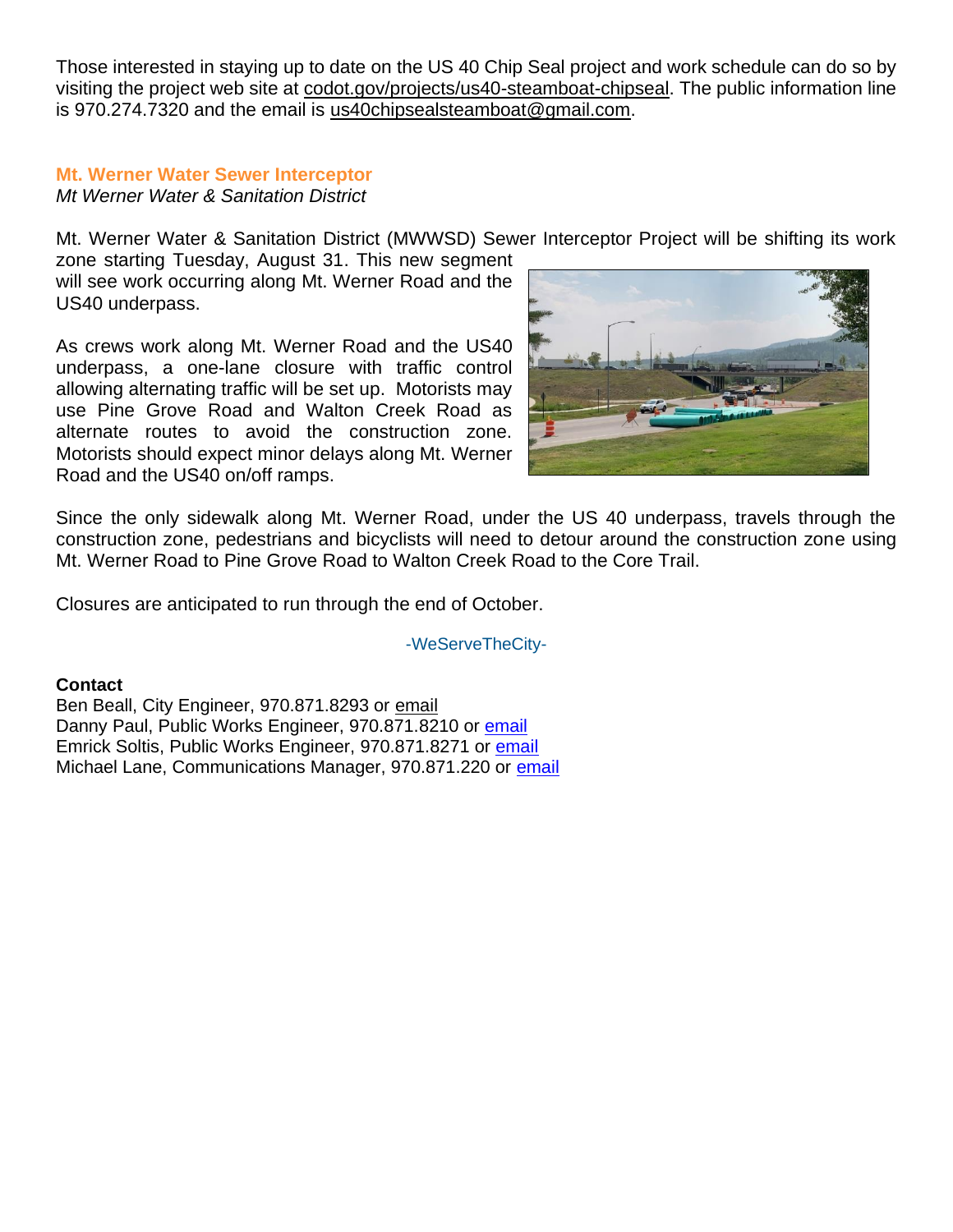Those interested in staying up to date on the US 40 Chip Seal project and work schedule can do so by visiting the project web site at codot.gov/projects/us40-steamboat-chipseal. The public information line is 970.274.7320 and the email is us40chipsealsteamboat@gmail.com.

### Mt. Werner Water Sewer Interceptor

*Mt Werner Water & Sanitation District*

Mt. Werner Water & Sanitation District (MWWSD) Sewer Interceptor Project will be shifting its work zone starting Tuesday, August 31. This new segment will see work occurring along Mt. Werner Road and the US40 underpass.

As crews work along Mt. Werner Road and the US40 underpass, a one-lane closure with traffic control allowing alternating traffic will be set up. Motorists may use Pine Grove Road and Walton Creek Road as alternate routes to avoid the construction zone. Motorists should expect minor delays along Mt. Werner Road and the US40 on/off ramps.

Since the only sidewalk along Mt. Werner Road, under the US 40 underpass, travels through the construction zone, pedestrians and bicyclists will need to detour around the construction zone using Mt. Werner Road to Pine Grove Road to Walton Creek Road to the Core Trail.

Closures are anticipated to run through the end of October.

-WeServeTheCity-

**Contact**

Ben Beall, City Engineer, 970.871.8293 or email
Danny Paul, Public Works Engineer, 970.871.8210 or email
Emrick Soltis, Public Works Engineer, 970.871.8271 or email
Michael Lane, Communications Manager, 970.871.220 or email